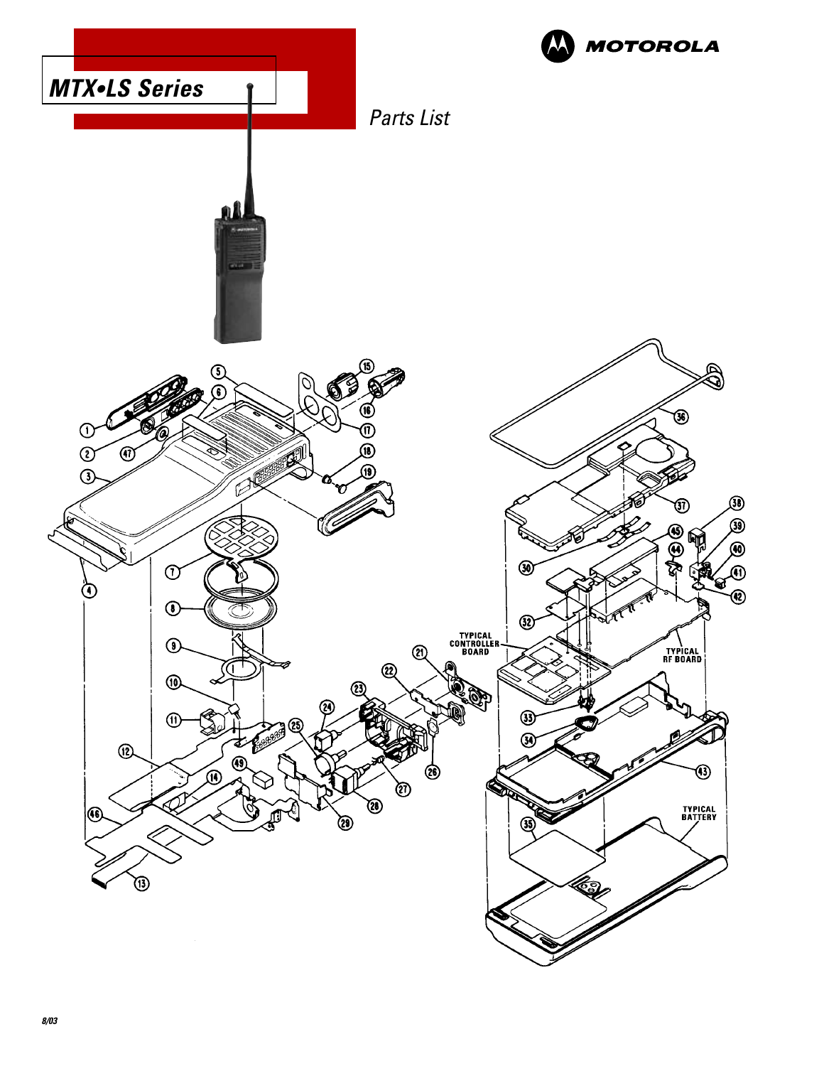# MTX•LS Series

MOTOROLA

*Parts List*

8/03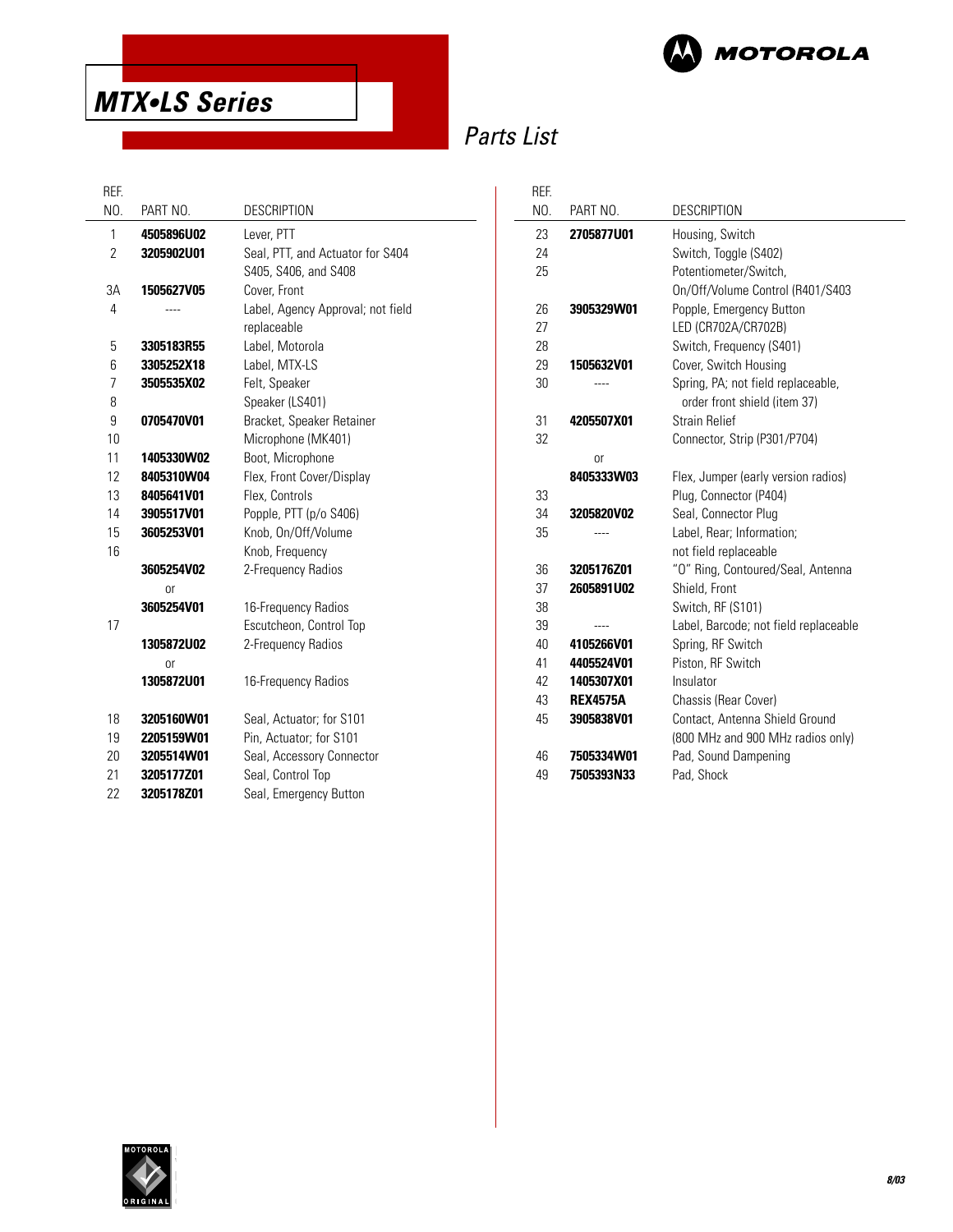# MTX•LS Series

## Parts List

| REF. NO. | PART NO. | DESCRIPTION |
|---|---|---|
| 1 | **4505896U02** | Lever, PTT |
| 2 | **3205902U01** | Seal, PTT, and Actuator for S404 S405, S406, and S408 |
| 3A | **1505627V05** | Cover, Front |
| 4 | ---- | Label, Agency Approval; not field replaceable |
| 5 | **3305183R55** | Label, Motorola |
| 6 | **3305252X18** | Label, MTX-LS |
| 7 | **3505535X02** | Felt, Speaker |
| 8 | | Speaker (LS401) |
| 9 | **0705470V01** | Bracket, Speaker Retainer |
| 10 | | Microphone (MK401) |
| 11 | **1405330W02** | Boot, Microphone |
| 12 | **8405310W04** | Flex, Front Cover/Display |
| 13 | **8405641V01** | Flex, Controls |
| 14 | **3905517V01** | Popple, PTT (p/o S406) |
| 15 | **3605253V01** | Knob, On/Off/Volume |
| 16 | | Knob, Frequency |
| | **3605254V02** | 2-Frequency Radios |
| | or | |
| | **3605254V01** | 16-Frequency Radios |
| 17 | | Escutcheon, Control Top |
| | **1305872U02** | 2-Frequency Radios |
| | or | |
| | **1305872U01** | 16-Frequency Radios |
| 18 | **3205160W01** | Seal, Actuator; for S101 |
| 19 | **2205159W01** | Pin, Actuator; for S101 |
| 20 | **3205514W01** | Seal, Accessory Connector |
| 21 | **3205177Z01** | Seal, Control Top |
| 22 | **3205178Z01** | Seal, Emergency Button |
| 23 | **2705877U01** | Housing, Switch |
| 24 | | Switch, Toggle (S402) |
| 25 | | Potentiometer/Switch, On/Off/Volume Control (R401/S403 |
| 26 | **3905329W01** | Popple, Emergency Button |
| 27 | | LED (CR702A/CR702B) |
| 28 | | Switch, Frequency (S401) |
| 29 | **1505632V01** | Cover, Switch Housing |
| 30 | ---- | Spring, PA; not field replaceable, order front shield (item 37) |
| 31 | **4205507X01** | Strain Relief |
| 32 | | Connector, Strip (P301/P704) |
| | or | |
| | **8405333W03** | Flex, Jumper (early version radios) |
| 33 | | Plug, Connector (P404) |
| 34 | **3205820V02** | Seal, Connector Plug |
| 35 | ---- | Label, Rear; Information; not field replaceable |
| 36 | **3205176Z01** | "O" Ring, Contoured/Seal, Antenna |
| 37 | **2605891U02** | Shield, Front |
| 38 | | Switch, RF (S101) |
| 39 | ---- | Label, Barcode; not field replaceable |
| 40 | **4105266V01** | Spring, RF Switch |
| 41 | **4405524V01** | Piston, RF Switch |
| 42 | **1405307X01** | Insulator |
| 43 | **REX4575A** | Chassis (Rear Cover) |
| 45 | **3905838V01** | Contact, Antenna Shield Ground (800 MHz and 900 MHz radios only) |
| 46 | **7505334W01** | Pad, Sound Dampening |
| 49 | **7505393N33** | Pad, Shock |

8/03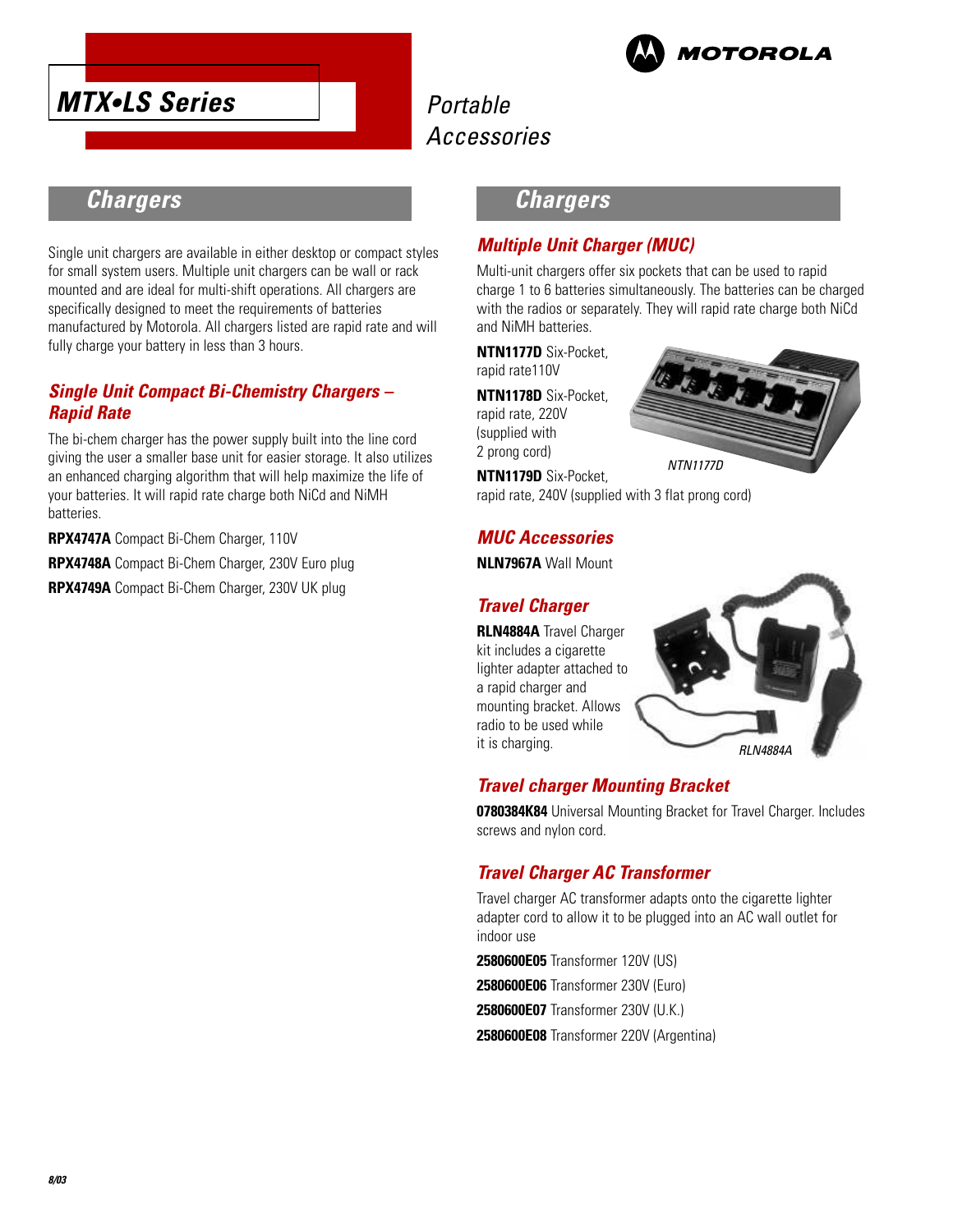# MTX•LS Series

Portable Accessories

## Chargers

Single unit chargers are available in either desktop or compact styles for small system users. Multiple unit chargers can be wall or rack mounted and are ideal for multi-shift operations. All chargers are specifically designed to meet the requirements of batteries manufactured by Motorola. All chargers listed are rapid rate and will fully charge your battery in less than 3 hours.

### Single Unit Compact Bi-Chemistry Chargers – Rapid Rate

The bi-chem charger has the power supply built into the line cord giving the user a smaller base unit for easier storage. It also utilizes an enhanced charging algorithm that will help maximize the life of your batteries. It will rapid rate charge both NiCd and NiMH batteries.

**RPX4747A** Compact Bi-Chem Charger, 110V

**RPX4748A** Compact Bi-Chem Charger, 230V Euro plug

**RPX4749A** Compact Bi-Chem Charger, 230V UK plug

## Chargers

### Multiple Unit Charger (MUC)

Multi-unit chargers offer six pockets that can be used to rapid charge 1 to 6 batteries simultaneously. The batteries can be charged with the radios or separately. They will rapid rate charge both NiCd and NiMH batteries.

**NTN1177D** Six-Pocket, rapid rate110V

**NTN1178D** Six-Pocket, rapid rate, 220V (supplied with 2 prong cord)

**NTN1179D** Six-Pocket, rapid rate, 240V (supplied with 3 flat prong cord)

NTN1177D

### MUC Accessories

**NLN7967A** Wall Mount

### Travel Charger

**RLN4884A** Travel Charger kit includes a cigarette lighter adapter attached to a rapid charger and mounting bracket. Allows radio to be used while it is charging.

RLN4884A

### Travel charger Mounting Bracket

**0780384K84** Universal Mounting Bracket for Travel Charger. Includes screws and nylon cord.

### Travel Charger AC Transformer

Travel charger AC transformer adapts onto the cigarette lighter adapter cord to allow it to be plugged into an AC wall outlet for indoor use

**2580600E05** Transformer 120V (US)

**2580600E06** Transformer 230V (Euro)

**2580600E07** Transformer 230V (U.K.)

**2580600E08** Transformer 220V (Argentina)

8/03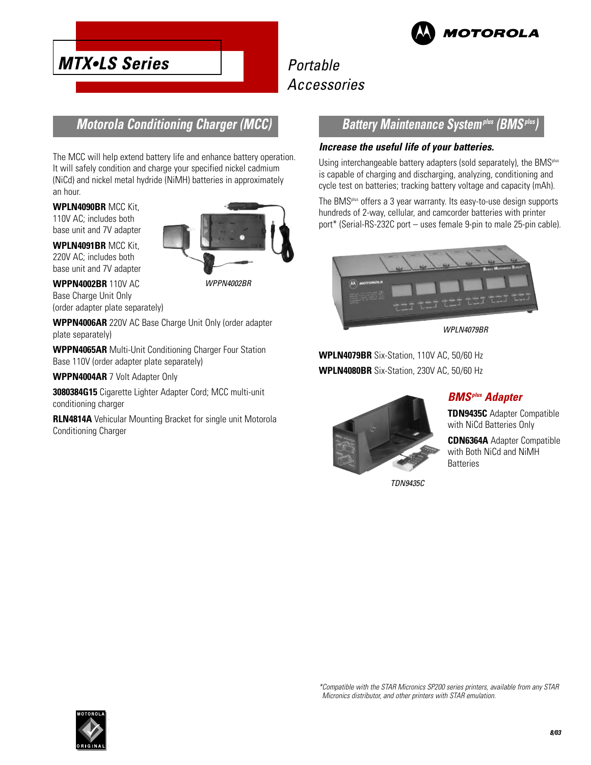# MTX•LS Series

Portable Accessories

## Motorola Conditioning Charger (MCC)

The MCC will help extend battery life and enhance battery operation. It will safely condition and charge your specified nickel cadmium (NiCd) and nickel metal hydride (NiMH) batteries in approximately an hour.

**WPLN4090BR** MCC Kit, 110V AC; includes both base unit and 7V adapter

**WPLN4091BR** MCC Kit, 220V AC; includes both base unit and 7V adapter

**WPPN4002BR** 110V AC Base Charge Unit Only (order adapter plate separately)

*WPPN4002BR*

**WPPN4006AR** 220V AC Base Charge Unit Only (order adapter plate separately)

**WPPN4065AR** Multi-Unit Conditioning Charger Four Station Base 110V (order adapter plate separately)

**WPPN4004AR** 7 Volt Adapter Only

**3080384G15** Cigarette Lighter Adapter Cord; MCC multi-unit conditioning charger

**RLN4814A** Vehicular Mounting Bracket for single unit Motorola Conditioning Charger

## Battery Maintenance System^plus (BMS^plus)

***Increase the useful life of your batteries.***

Using interchangeable battery adapters (sold separately), the BMS^plus is capable of charging and discharging, analyzing, conditioning and cycle test on batteries; tracking battery voltage and capacity (mAh).

The BMS^plus offers a 3 year warranty. Its easy-to-use design supports hundreds of 2-way, cellular, and camcorder batteries with printer port* (Serial-RS-232C port – uses female 9-pin to male 25-pin cable).

*WPLN4079BR*

**WPLN4079BR** Six-Station, 110V AC, 50/60 Hz

**WPLN4080BR** Six-Station, 230V AC, 50/60 Hz

### BMS^plus Adapter

**TDN9435C** Adapter Compatible with NiCd Batteries Only

**CDN6364A** Adapter Compatible with Both NiCd and NiMH Batteries

*TDN9435C*

*\*Compatible with the STAR Micronics SP200 series printers, available from any STAR Micronics distributor, and other printers with STAR emulation.*

8/03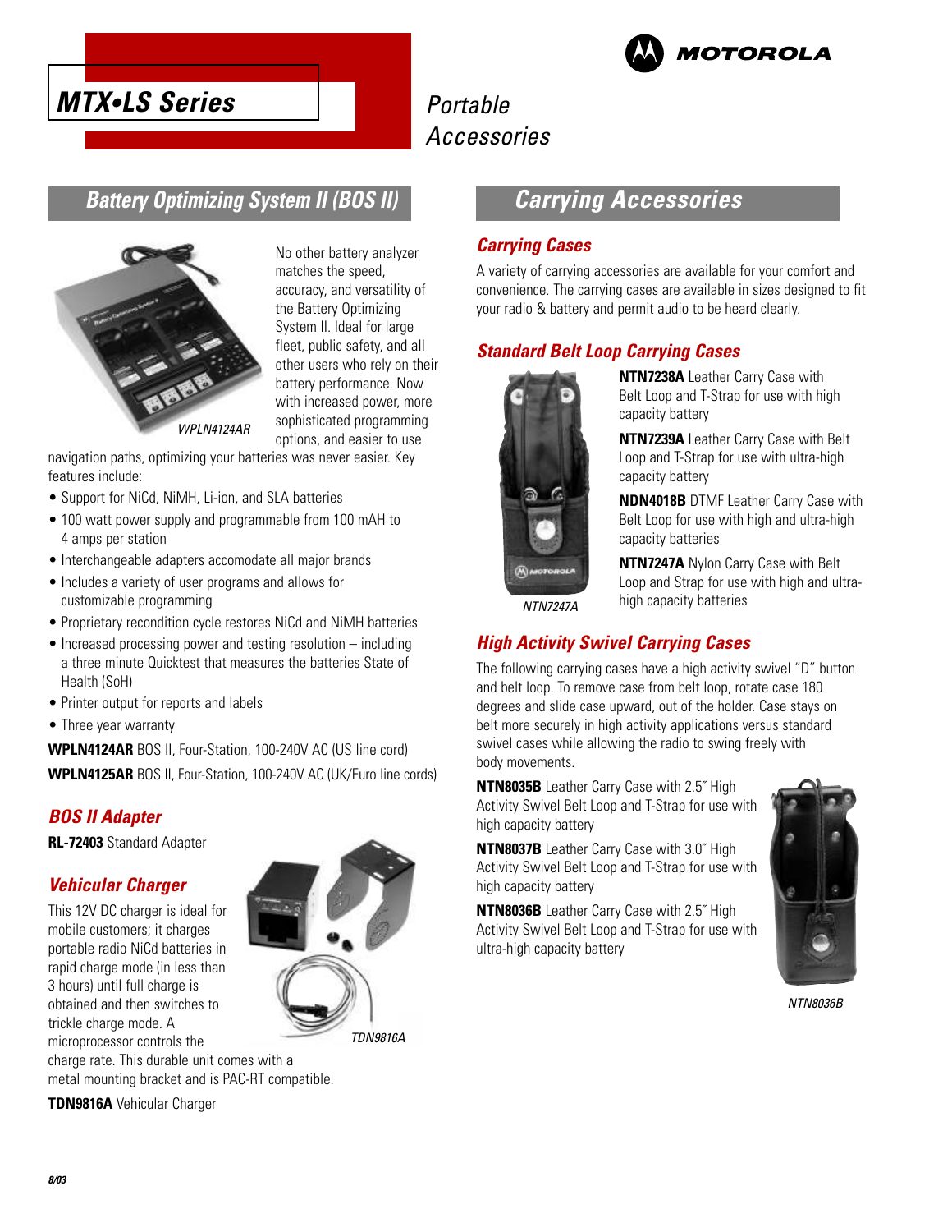# MTX•LS Series

Portable Accessories

## Battery Optimizing System II (BOS II)

WPLN4124AR

No other battery analyzer matches the speed, accuracy, and versatility of the Battery Optimizing System II. Ideal for large fleet, public safety, and all other users who rely on their battery performance. Now with increased power, more sophisticated programming options, and easier to use navigation paths, optimizing your batteries was never easier. Key features include:

- Support for NiCd, NiMH, Li-ion, and SLA batteries
- 100 watt power supply and programmable from 100 mAH to 4 amps per station
- Interchangeable adapters accomodate all major brands
- Includes a variety of user programs and allows for customizable programming
- Proprietary recondition cycle restores NiCd and NiMH batteries
- Increased processing power and testing resolution – including a three minute Quicktest that measures the batteries State of Health (SoH)
- Printer output for reports and labels
- Three year warranty

**WPLN4124AR** BOS II, Four-Station, 100-240V AC (US line cord)

**WPLN4125AR** BOS II, Four-Station, 100-240V AC (UK/Euro line cords)

### BOS II Adapter

**RL-72403** Standard Adapter

### Vehicular Charger

This 12V DC charger is ideal for mobile customers; it charges portable radio NiCd batteries in rapid charge mode (in less than 3 hours) until full charge is obtained and then switches to trickle charge mode. A microprocessor controls the charge rate. This durable unit comes with a metal mounting bracket and is PAC-RT compatible.

TDN9816A

**TDN9816A** Vehicular Charger

## Carrying Accessories

### Carrying Cases

A variety of carrying accessories are available for your comfort and convenience. The carrying cases are available in sizes designed to fit your radio & battery and permit audio to be heard clearly.

### Standard Belt Loop Carrying Cases

NTN7247A

**NTN7238A** Leather Carry Case with Belt Loop and T-Strap for use with high capacity battery

**NTN7239A** Leather Carry Case with Belt Loop and T-Strap for use with ultra-high capacity battery

**NDN4018B** DTMF Leather Carry Case with Belt Loop for use with high and ultra-high capacity batteries

**NTN7247A** Nylon Carry Case with Belt Loop and Strap for use with high and ultra-high capacity batteries

### High Activity Swivel Carrying Cases

The following carrying cases have a high activity swivel "D" button and belt loop. To remove case from belt loop, rotate case 180 degrees and slide case upward, out of the holder. Case stays on belt more securely in high activity applications versus standard swivel cases while allowing the radio to swing freely with body movements.

**NTN8035B** Leather Carry Case with 2.5˝ High Activity Swivel Belt Loop and T-Strap for use with high capacity battery

**NTN8037B** Leather Carry Case with 3.0˝ High Activity Swivel Belt Loop and T-Strap for use with high capacity battery

**NTN8036B** Leather Carry Case with 2.5˝ High Activity Swivel Belt Loop and T-Strap for use with ultra-high capacity battery

NTN8036B

8/03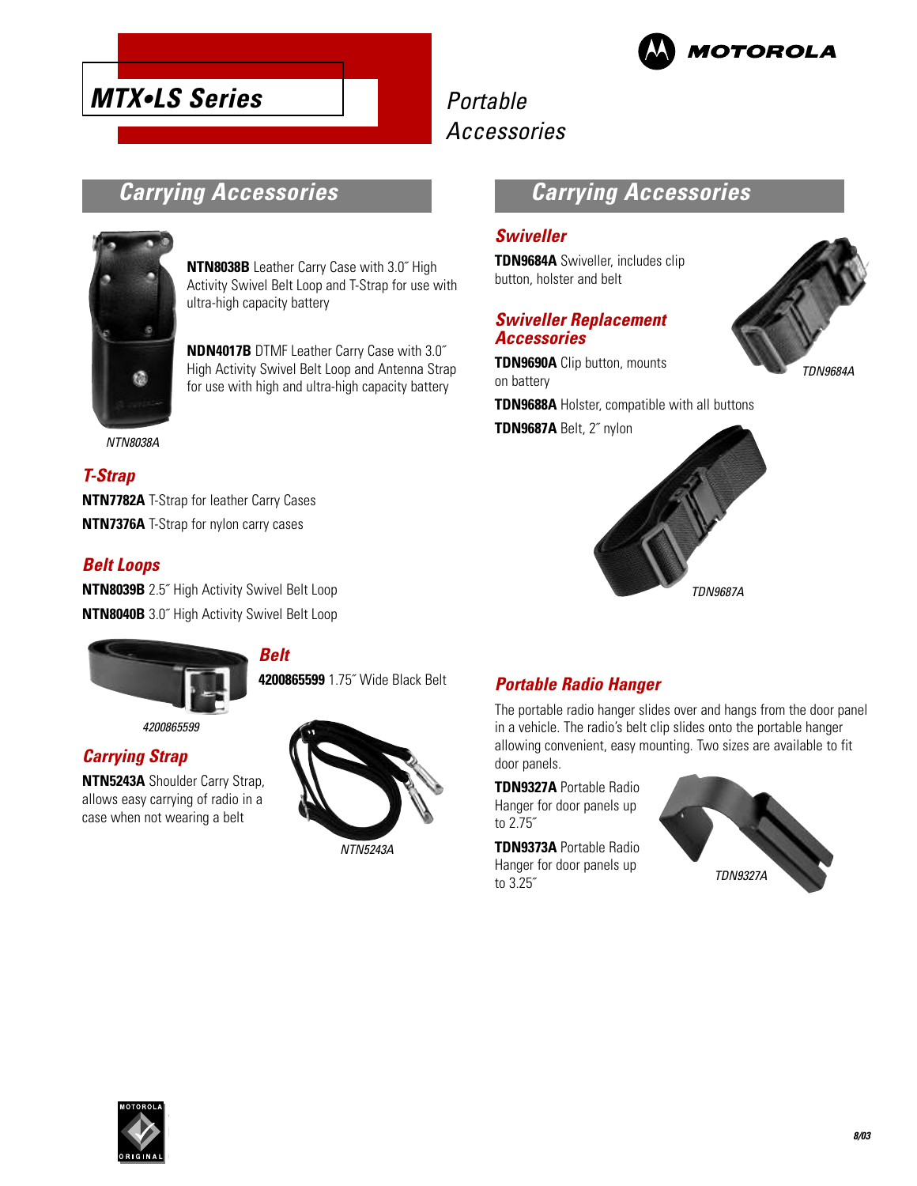# MTX•LS Series

Portable Accessories

## Carrying Accessories

**NTN8038B** Leather Carry Case with 3.0˝ High Activity Swivel Belt Loop and T-Strap for use with ultra-high capacity battery

**NDN4017B** DTMF Leather Carry Case with 3.0˝ High Activity Swivel Belt Loop and Antenna Strap for use with high and ultra-high capacity battery

NTN8038A

### T-Strap

**NTN7782A** T-Strap for leather Carry Cases

**NTN7376A** T-Strap for nylon carry cases

### Belt Loops

**NTN8039B** 2.5˝ High Activity Swivel Belt Loop

**NTN8040B** 3.0˝ High Activity Swivel Belt Loop

### Belt

**4200865599** 1.75˝ Wide Black Belt

4200865599

### Carrying Strap

**NTN5243A** Shoulder Carry Strap, allows easy carrying of radio in a case when not wearing a belt

NTN5243A

## Carrying Accessories

### Swiveller

**TDN9684A** Swiveller, includes clip button, holster and belt

TDN9684A

### Swiveller Replacement Accessories

**TDN9690A** Clip button, mounts on battery

**TDN9688A** Holster, compatible with all buttons

**TDN9687A** Belt, 2˝ nylon

TDN9687A

### Portable Radio Hanger

The portable radio hanger slides over and hangs from the door panel in a vehicle. The radio's belt clip slides onto the portable hanger allowing convenient, easy mounting. Two sizes are available to fit door panels.

**TDN9327A** Portable Radio Hanger for door panels up to 2.75˝

**TDN9373A** Portable Radio Hanger for door panels up to 3.25˝

TDN9327A

8/03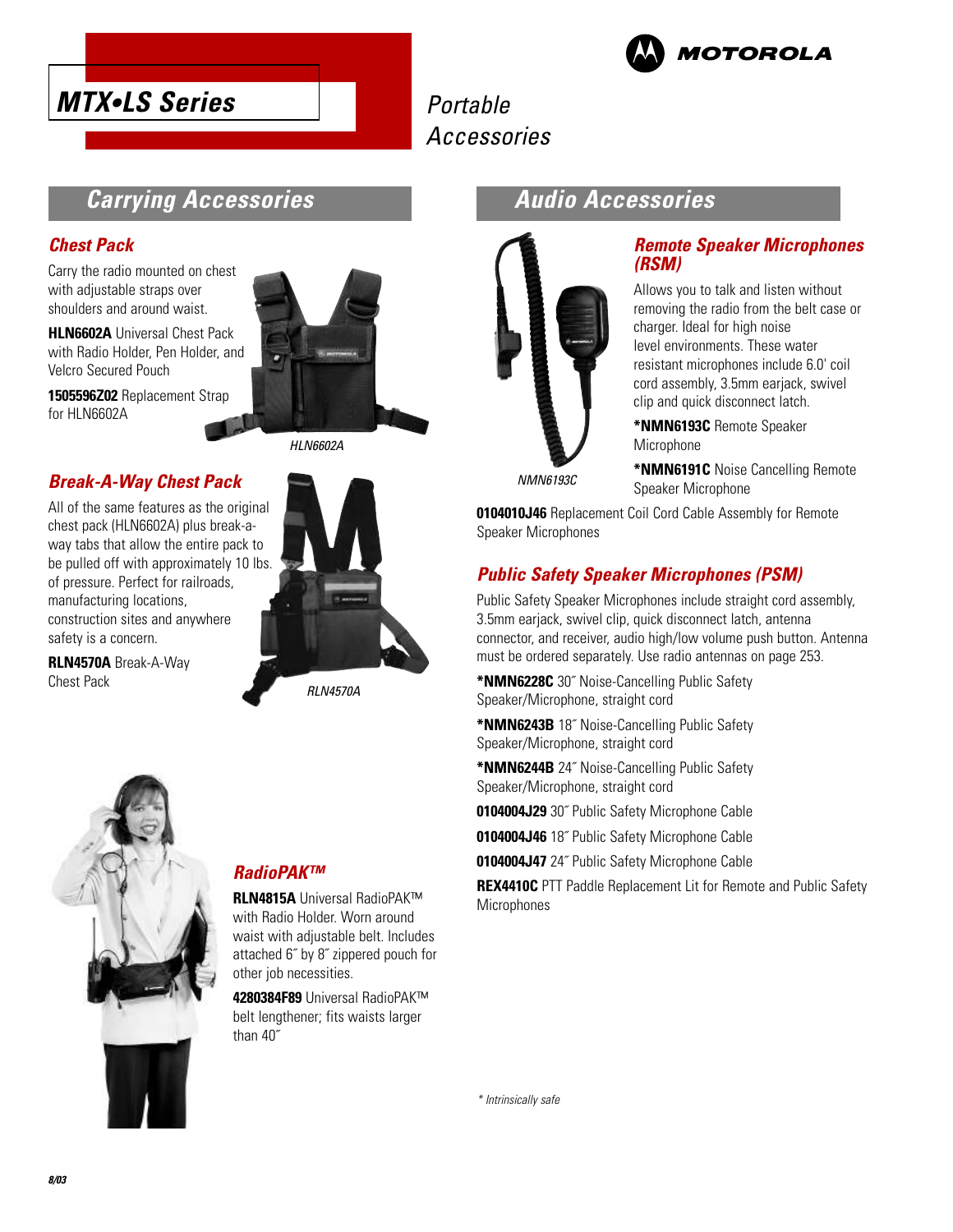# MTX•LS Series

Portable Accessories

## Carrying Accessories

### Chest Pack

Carry the radio mounted on chest with adjustable straps over shoulders and around waist.

**HLN6602A** Universal Chest Pack with Radio Holder, Pen Holder, and Velcro Secured Pouch

**1505596Z02** Replacement Strap for HLN6602A

*HLN6602A*

### Break-A-Way Chest Pack

All of the same features as the original chest pack (HLN6602A) plus break-a-way tabs that allow the entire pack to be pulled off with approximately 10 lbs. of pressure. Perfect for railroads, manufacturing locations, construction sites and anywhere safety is a concern.

**RLN4570A** Break-A-Way Chest Pack

*RLN4570A*

### RadioPAK™

**RLN4815A** Universal RadioPAK™ with Radio Holder. Worn around waist with adjustable belt. Includes attached 6˝ by 8˝ zippered pouch for other job necessities.

**4280384F89** Universal RadioPAK™ belt lengthener; fits waists larger than 40˝

## Audio Accessories

### Remote Speaker Microphones (RSM)

Allows you to talk and listen without removing the radio from the belt case or charger. Ideal for high noise level environments. These water resistant microphones include 6.0' coil cord assembly, 3.5mm earjack, swivel clip and quick disconnect latch.

**\*NMN6193C** Remote Speaker Microphone

**\*NMN6191C** Noise Cancelling Remote Speaker Microphone

*NMN6193C*

**0104010J46** Replacement Coil Cord Cable Assembly for Remote Speaker Microphones

### Public Safety Speaker Microphones (PSM)

Public Safety Speaker Microphones include straight cord assembly, 3.5mm earjack, swivel clip, quick disconnect latch, antenna connector, and receiver, audio high/low volume push button. Antenna must be ordered separately. Use radio antennas on page 253.

**\*NMN6228C** 30˝ Noise-Cancelling Public Safety Speaker/Microphone, straight cord

**\*NMN6243B** 18˝ Noise-Cancelling Public Safety Speaker/Microphone, straight cord

**\*NMN6244B** 24˝ Noise-Cancelling Public Safety Speaker/Microphone, straight cord

**0104004J29** 30˝ Public Safety Microphone Cable

**0104004J46** 18˝ Public Safety Microphone Cable

**0104004J47** 24˝ Public Safety Microphone Cable

**REX4410C** PTT Paddle Replacement Lit for Remote and Public Safety Microphones

*\* Intrinsically safe*

8/03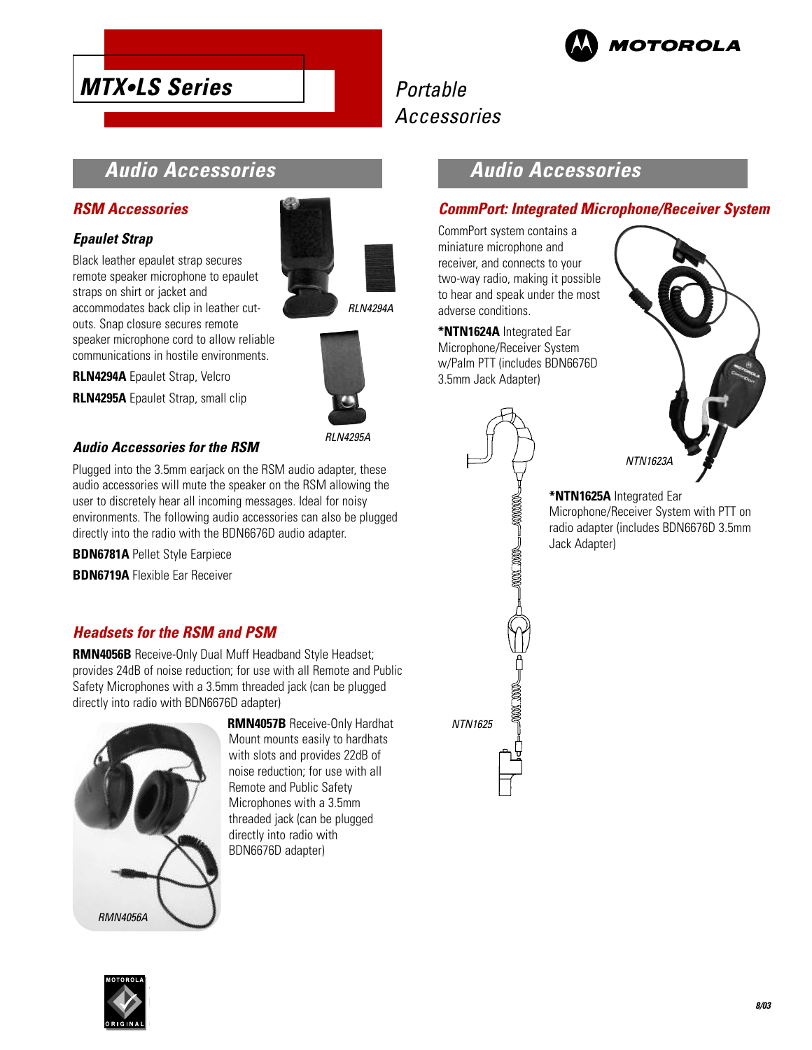# MTX•LS Series

*Portable Accessories*

## Audio Accessories

### RSM Accessories

#### Epaulet Strap

Black leather epaulet strap secures remote speaker microphone to epaulet straps on shirt or jacket and accommodates back clip in leather cut-outs. Snap closure secures remote speaker microphone cord to allow reliable communications in hostile environments.

**RLN4294A** Epaulet Strap, Velcro

**RLN4295A** Epaulet Strap, small clip

*RLN4294A*

*RLN4295A*

#### Audio Accessories for the RSM

Plugged into the 3.5mm earjack on the RSM audio adapter, these audio accessories will mute the speaker on the RSM allowing the user to discretely hear all incoming messages. Ideal for noisy environments. The following audio accessories can also be plugged directly into the radio with the BDN6676D audio adapter.

**BDN6781A** Pellet Style Earpiece

**BDN6719A** Flexible Ear Receiver

### Headsets for the RSM and PSM

**RMN4056B** Receive-Only Dual Muff Headband Style Headset; provides 24dB of noise reduction; for use with all Remote and Public Safety Microphones with a 3.5mm threaded jack (can be plugged directly into radio with BDN6676D adapter)

**RMN4057B** Receive-Only Hardhat Mount mounts easily to hardhats with slots and provides 22dB of noise reduction; for use with all Remote and Public Safety Microphones with a 3.5mm threaded jack (can be plugged directly into radio with BDN6676D adapter)

*RMN4056A*

## Audio Accessories

### CommPort: Integrated Microphone/Receiver System

CommPort system contains a miniature microphone and receiver, and connects to your two-way radio, making it possible to hear and speak under the most adverse conditions.

***NTN1624A** Integrated Ear Microphone/Receiver System w/Palm PTT (includes BDN6676D 3.5mm Jack Adapter)

*NTN1623A*

***NTN1625A** Integrated Ear Microphone/Receiver System with PTT on radio adapter (includes BDN6676D 3.5mm Jack Adapter)

*NTN1625*

8/03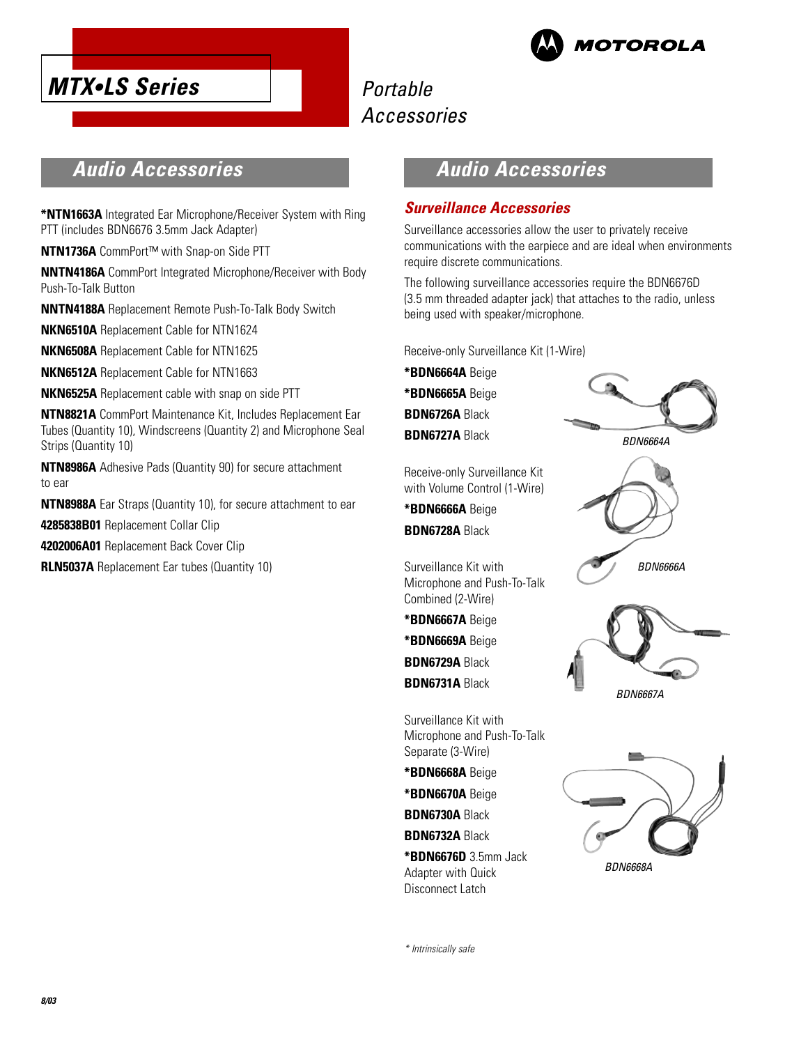# MTX•LS Series

Portable Accessories

## Audio Accessories

**\*NTN1663A** Integrated Ear Microphone/Receiver System with Ring PTT (includes BDN6676 3.5mm Jack Adapter)

**NTN1736A** CommPort™ with Snap-on Side PTT

**NNTN4186A** CommPort Integrated Microphone/Receiver with Body Push-To-Talk Button

**NNTN4188A** Replacement Remote Push-To-Talk Body Switch

**NKN6510A** Replacement Cable for NTN1624

**NKN6508A** Replacement Cable for NTN1625

**NKN6512A** Replacement Cable for NTN1663

**NKN6525A** Replacement cable with snap on side PTT

**NTN8821A** CommPort Maintenance Kit, Includes Replacement Ear Tubes (Quantity 10), Windscreens (Quantity 2) and Microphone Seal Strips (Quantity 10)

**NTN8986A** Adhesive Pads (Quantity 90) for secure attachment to ear

**NTN8988A** Ear Straps (Quantity 10), for secure attachment to ear

**4285838B01** Replacement Collar Clip

**4202006A01** Replacement Back Cover Clip

**RLN5037A** Replacement Ear tubes (Quantity 10)

## Audio Accessories

### Surveillance Accessories

Surveillance accessories allow the user to privately receive communications with the earpiece and are ideal when environments require discrete communications.

The following surveillance accessories require the BDN6676D (3.5 mm threaded adapter jack) that attaches to the radio, unless being used with speaker/microphone.

Receive-only Surveillance Kit (1-Wire)

**\*BDN6664A** Beige

**\*BDN6665A** Beige

**BDN6726A** Black

**BDN6727A** Black

*BDN6664A*

Receive-only Surveillance Kit with Volume Control (1-Wire)

**\*BDN6666A** Beige

**BDN6728A** Black

*BDN6666A*

Surveillance Kit with Microphone and Push-To-Talk Combined (2-Wire)

**\*BDN6667A** Beige

**\*BDN6669A** Beige

**BDN6729A** Black

**BDN6731A** Black

*BDN6667A*

Surveillance Kit with Microphone and Push-To-Talk Separate (3-Wire)

**\*BDN6668A** Beige

**\*BDN6670A** Beige

**BDN6730A** Black

**BDN6732A** Black

**\*BDN6676D** 3.5mm Jack Adapter with Quick Disconnect Latch

*BDN6668A*

*\* Intrinsically safe*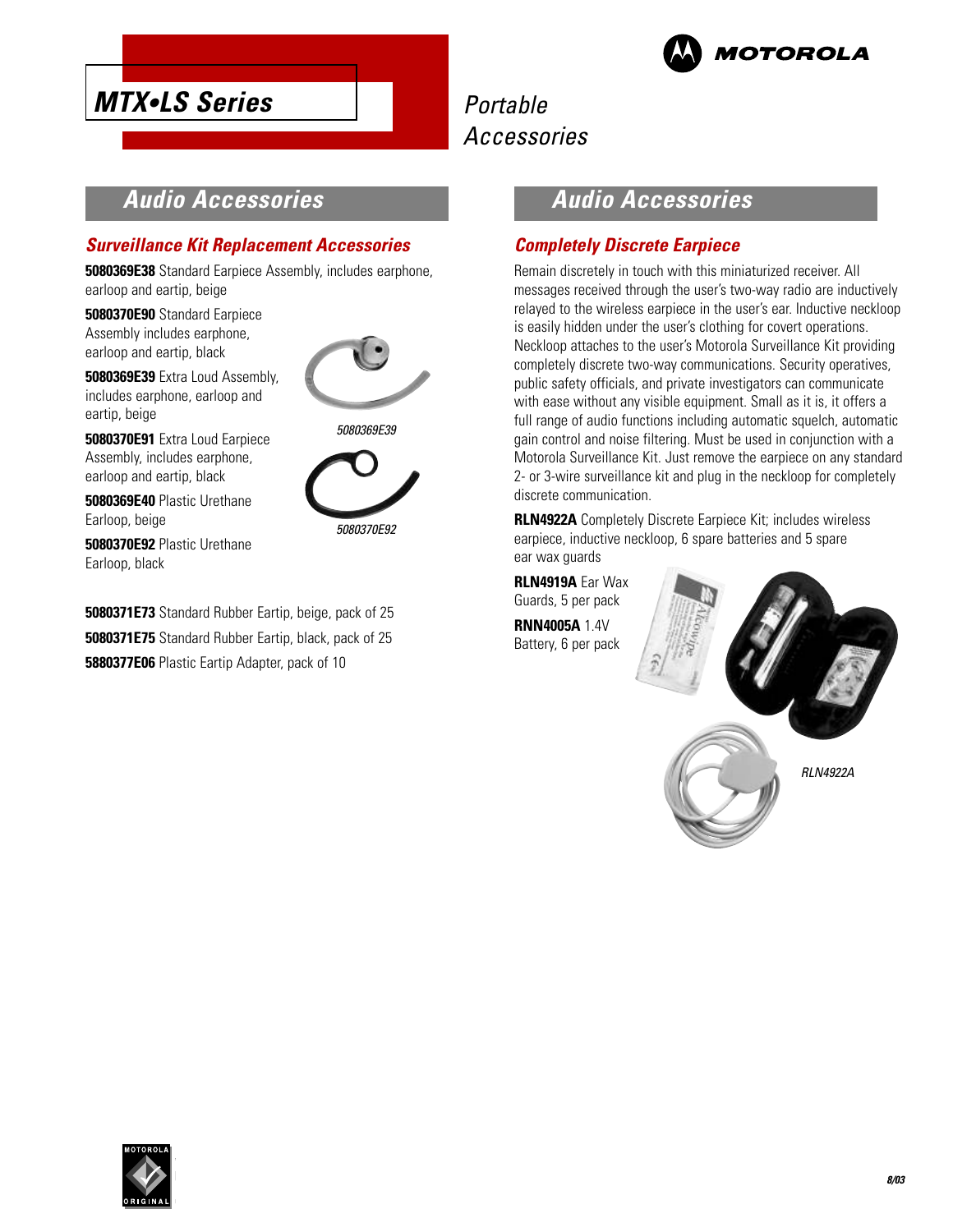# MTX•LS Series

Portable Accessories

## Audio Accessories

### Surveillance Kit Replacement Accessories

**5080369E38** Standard Earpiece Assembly, includes earphone, earloop and eartip, beige

**5080370E90** Standard Earpiece Assembly includes earphone, earloop and eartip, black

**5080369E39** Extra Loud Assembly, includes earphone, earloop and eartip, beige

**5080370E91** Extra Loud Earpiece Assembly, includes earphone, earloop and eartip, black

**5080369E40** Plastic Urethane Earloop, beige

**5080370E92** Plastic Urethane Earloop, black

*5080369E39*

*5080370E92*

**5080371E73** Standard Rubber Eartip, beige, pack of 25

**5080371E75** Standard Rubber Eartip, black, pack of 25

**5880377E06** Plastic Eartip Adapter, pack of 10

## Audio Accessories

### Completely Discrete Earpiece

Remain discretely in touch with this miniaturized receiver. All messages received through the user's two-way radio are inductively relayed to the wireless earpiece in the user's ear. Inductive neckloop is easily hidden under the user's clothing for covert operations. Neckloop attaches to the user's Motorola Surveillance Kit providing completely discrete two-way communications. Security operatives, public safety officials, and private investigators can communicate with ease without any visible equipment. Small as it is, it offers a full range of audio functions including automatic squelch, automatic gain control and noise filtering. Must be used in conjunction with a Motorola Surveillance Kit. Just remove the earpiece on any standard 2- or 3-wire surveillance kit and plug in the neckloop for completely discrete communication.

**RLN4922A** Completely Discrete Earpiece Kit; includes wireless earpiece, inductive neckloop, 6 spare batteries and 5 spare ear wax guards

**RLN4919A** Ear Wax Guards, 5 per pack

**RNN4005A** 1.4V Battery, 6 per pack

*RLN4922A*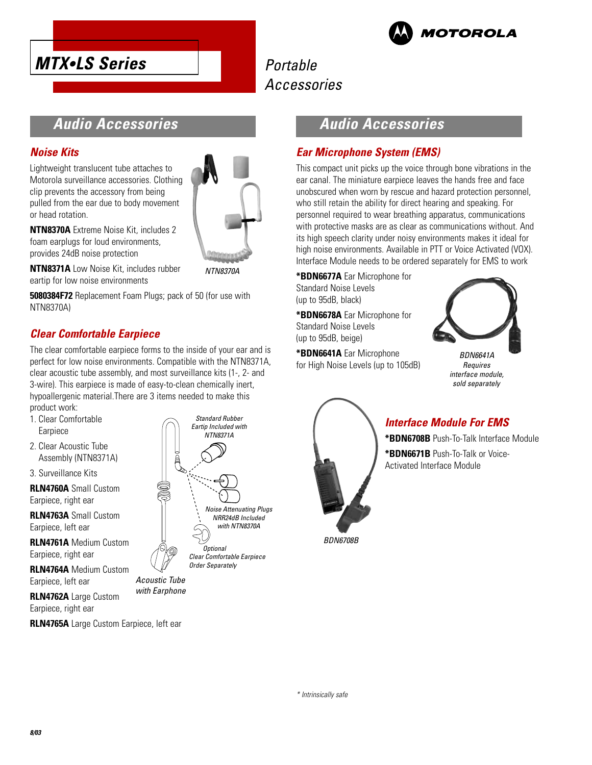# MTX•LS Series

Portable Accessories

## Audio Accessories

### Noise Kits

Lightweight translucent tube attaches to Motorola surveillance accessories. Clothing clip prevents the accessory from being pulled from the ear due to body movement or head rotation.

**NTN8370A** Extreme Noise Kit, includes 2 foam earplugs for loud environments, provides 24dB noise protection

**NTN8371A** Low Noise Kit, includes rubber eartip for low noise environments

NTN8370A

**5080384F72** Replacement Foam Plugs; pack of 50 (for use with NTN8370A)

### Clear Comfortable Earpiece

The clear comfortable earpiece forms to the inside of your ear and is perfect for low noise environments. Compatible with the NTN8371A, clear acoustic tube assembly, and most surveillance kits (1-, 2- and 3-wire). This earpiece is made of easy-to-clean chemically inert, hypoallergenic material.There are 3 items needed to make this product work:

1. Clear Comfortable Earpiece
2. Clear Acoustic Tube Assembly (NTN8371A)
3. Surveillance Kits

**RLN4760A** Small Custom Earpiece, right ear

**RLN4763A** Small Custom Earpiece, left ear

**RLN4761A** Medium Custom Earpiece, right ear

**RLN4764A** Medium Custom Earpiece, left ear

**RLN4762A** Large Custom Earpiece, right ear

**RLN4765A** Large Custom Earpiece, left ear

Standard Rubber Eartip Included with NTN8371A

Noise Attenuating Plugs NRR24dB Included with NTN8370A

Optional Clear Comfortable Earpiece Order Separately

Acoustic Tube with Earphone

## Audio Accessories

### Ear Microphone System (EMS)

This compact unit picks up the voice through bone vibrations in the ear canal. The miniature earpiece leaves the hands free and face unobscured when worn by rescue and hazard protection personnel, who still retain the ability for direct hearing and speaking. For personnel required to wear breathing apparatus, communications with protective masks are as clear as communications without. And its high speech clarity under noisy environments makes it ideal for high noise environments. Available in PTT or Voice Activated (VOX). Interface Module needs to be ordered separately for EMS to work

***BDN6677A** Ear Microphone for Standard Noise Levels (up to 95dB, black)

***BDN6678A** Ear Microphone for Standard Noise Levels (up to 95dB, beige)

***BDN6641A** Ear Microphone for High Noise Levels (up to 105dB)

BDN6641A Requires interface module, sold separately

### Interface Module For EMS

***BDN6708B** Push-To-Talk Interface Module

***BDN6671B** Push-To-Talk or Voice-Activated Interface Module

BDN6708B

* Intrinsically safe

8/03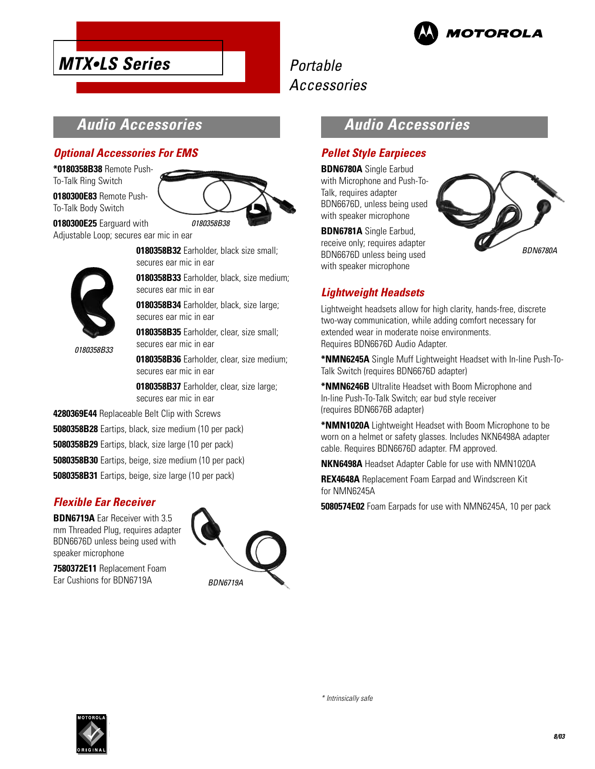# MTX•LS Series

Portable Accessories

## Audio Accessories

### Optional Accessories For EMS

***0180358B38** Remote Push-To-Talk Ring Switch

**0180300E83** Remote Push-To-Talk Body Switch

**0180300E25** Earguard with Adjustable Loop; secures ear mic in ear

*0180358B38*

**0180358B32** Earholder, black size small; secures ear mic in ear

**0180358B33** Earholder, black, size medium; secures ear mic in ear

**0180358B34** Earholder, black, size large; secures ear mic in ear

**0180358B35** Earholder, clear, size small; secures ear mic in ear

**0180358B36** Earholder, clear, size medium; secures ear mic in ear

**0180358B37** Earholder, clear, size large; secures ear mic in ear

*0180358B33*

**4280369E44** Replaceable Belt Clip with Screws

**5080358B28** Eartips, black, size medium (10 per pack)

**5080358B29** Eartips, black, size large (10 per pack)

**5080358B30** Eartips, beige, size medium (10 per pack)

**5080358B31** Eartips, beige, size large (10 per pack)

### Flexible Ear Receiver

**BDN6719A** Ear Receiver with 3.5 mm Threaded Plug, requires adapter BDN6676D unless being used with speaker microphone

**7580372E11** Replacement Foam Ear Cushions for BDN6719A

*BDN6719A*

## Audio Accessories

### Pellet Style Earpieces

**BDN6780A** Single Earbud with Microphone and Push-To-Talk, requires adapter BDN6676D, unless being used with speaker microphone

**BDN6781A** Single Earbud, receive only; requires adapter BDN6676D unless being used with speaker microphone

*BDN6780A*

### Lightweight Headsets

Lightweight headsets allow for high clarity, hands-free, discrete two-way communication, while adding comfort necessary for extended wear in moderate noise environments. Requires BDN6676D Audio Adapter.

***NMN6245A** Single Muff Lightweight Headset with In-line Push-To-Talk Switch (requires BDN6676D adapter)

***NMN6246B** Ultralite Headset with Boom Microphone and In-line Push-To-Talk Switch; ear bud style receiver (requires BDN6676B adapter)

***NMN1020A** Lightweight Headset with Boom Microphone to be worn on a helmet or safety glasses. Includes NKN6498A adapter cable. Requires BDN6676D adapter. FM approved.

**NKN6498A** Headset Adapter Cable for use with NMN1020A

**REX4648A** Replacement Foam Earpad and Windscreen Kit for NMN6245A

**5080574E02** Foam Earpads for use with NMN6245A, 10 per pack

*\* Intrinsically safe*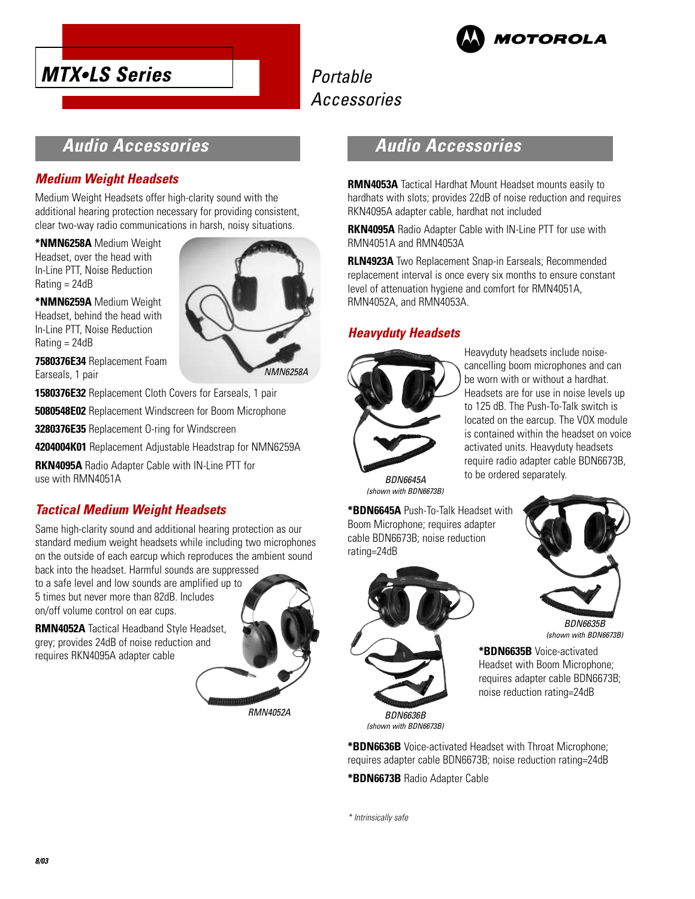# MTX•LS Series

Portable Accessories

## Audio Accessories

### Medium Weight Headsets

Medium Weight Headsets offer high-clarity sound with the additional hearing protection necessary for providing consistent, clear two-way radio communications in harsh, noisy situations.

**\*NMN6258A** Medium Weight Headset, over the head with In-Line PTT, Noise Reduction Rating = 24dB

**\*NMN6259A** Medium Weight Headset, behind the head with In-Line PTT, Noise Reduction Rating = 24dB

**7580376E34** Replacement Foam Earseals, 1 pair

*NMN6258A*

**1580376E32** Replacement Cloth Covers for Earseals, 1 pair

**5080548E02** Replacement Windscreen for Boom Microphone

**3280376E35** Replacement O-ring for Windscreen

**4204004K01** Replacement Adjustable Headstrap for NMN6259A

**RKN4095A** Radio Adapter Cable with IN-Line PTT for use with RMN4051A

### Tactical Medium Weight Headsets

Same high-clarity sound and additional hearing protection as our standard medium weight headsets while including two microphones on the outside of each earcup which reproduces the ambient sound back into the headset. Harmful sounds are suppressed to a safe level and low sounds are amplified up to 5 times but never more than 82dB. Includes on/off volume control on ear cups.

**RMN4052A** Tactical Headband Style Headset, grey; provides 24dB of noise reduction and requires RKN4095A adapter cable

*RMN4052A*

## Audio Accessories

**RMN4053A** Tactical Hardhat Mount Headset mounts easily to hardhats with slots; provides 22dB of noise reduction and requires RKN4095A adapter cable, hardhat not included

**RKN4095A** Radio Adapter Cable with IN-Line PTT for use with RMN4051A and RMN4053A

**RLN4923A** Two Replacement Snap-in Earseals; Recommended replacement interval is once every six months to ensure constant level of attenuation hygiene and comfort for RMN4051A, RMN4052A, and RMN4053A.

### Heavyduty Headsets

Heavyduty headsets include noise-cancelling boom microphones and can be worn with or without a hardhat. Headsets are for use in noise levels up to 125 dB. The Push-To-Talk switch is located on the earcup. The VOX module is contained within the headset on voice activated units. Heavyduty headsets require radio adapter cable BDN6673B, to be ordered separately.

*BDN6645A (shown with BDN6673B)*

**\*BDN6645A** Push-To-Talk Headset with Boom Microphone; requires adapter cable BDN6673B; noise reduction rating=24dB

*BDN6635B (shown with BDN6673B)*

**\*BDN6635B** Voice-activated Headset with Boom Microphone; requires adapter cable BDN6673B; noise reduction rating=24dB

*BDN6636B (shown with BDN6673B)*

**\*BDN6636B** Voice-activated Headset with Throat Microphone; requires adapter cable BDN6673B; noise reduction rating=24dB

**\*BDN6673B** Radio Adapter Cable

*\* Intrinsically safe*

8/03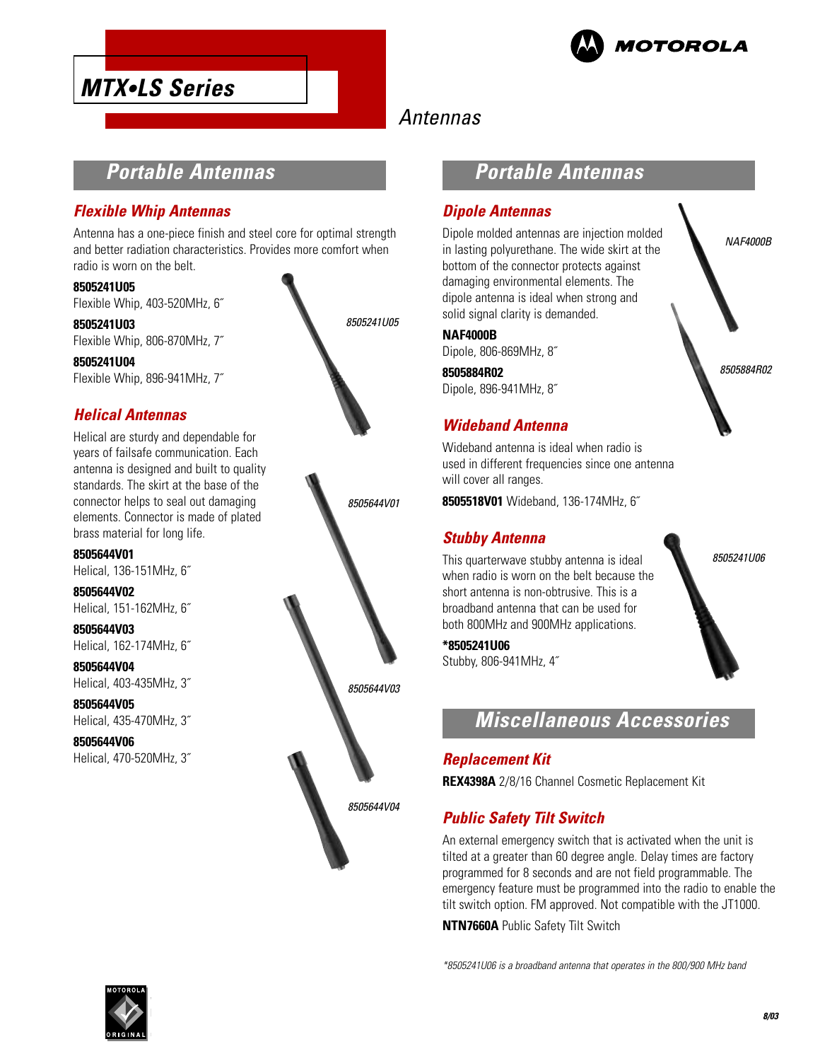# MTX•LS Series

## Antennas

## Portable Antennas

### Flexible Whip Antennas

Antenna has a one-piece finish and steel core for optimal strength and better radiation characteristics. Provides more comfort when radio is worn on the belt.

**8505241U05**
Flexible Whip, 403-520MHz, 6˝

**8505241U03**
Flexible Whip, 806-870MHz, 7˝

**8505241U04**
Flexible Whip, 896-941MHz, 7˝

8505241U05

### Helical Antennas

Helical are sturdy and dependable for years of failsafe communication. Each antenna is designed and built to quality standards. The skirt at the base of the connector helps to seal out damaging elements. Connector is made of plated brass material for long life.

**8505644V01**
Helical, 136-151MHz, 6˝

**8505644V02**
Helical, 151-162MHz, 6˝

**8505644V03**
Helical, 162-174MHz, 6˝

**8505644V04**
Helical, 403-435MHz, 3˝

**8505644V05**
Helical, 435-470MHz, 3˝

**8505644V06**
Helical, 470-520MHz, 3˝

8505644V01

8505644V03

8505644V04

## Portable Antennas

### Dipole Antennas

Dipole molded antennas are injection molded in lasting polyurethane. The wide skirt at the bottom of the connector protects against damaging environmental elements. The dipole antenna is ideal when strong and solid signal clarity is demanded.

**NAF4000B**
Dipole, 806-869MHz, 8˝

**8505884R02**
Dipole, 896-941MHz, 8˝

NAF4000B

8505884R02

### Wideband Antenna

Wideband antenna is ideal when radio is used in different frequencies since one antenna will cover all ranges.

**8505518V01** Wideband, 136-174MHz, 6˝

### Stubby Antenna

This quarterwave stubby antenna is ideal when radio is worn on the belt because the short antenna is non-obtrusive. This is a broadband antenna that can be used for both 800MHz and 900MHz applications.

**\*8505241U06**
Stubby, 806-941MHz, 4˝

8505241U06

## Miscellaneous Accessories

### Replacement Kit

**REX4398A** 2/8/16 Channel Cosmetic Replacement Kit

### Public Safety Tilt Switch

An external emergency switch that is activated when the unit is tilted at a greater than 60 degree angle. Delay times are factory programmed for 8 seconds and are not field programmable. The emergency feature must be programmed into the radio to enable the tilt switch option. FM approved. Not compatible with the JT1000.

**NTN7660A** Public Safety Tilt Switch

*\*8505241U06 is a broadband antenna that operates in the 800/900 MHz band*

8/03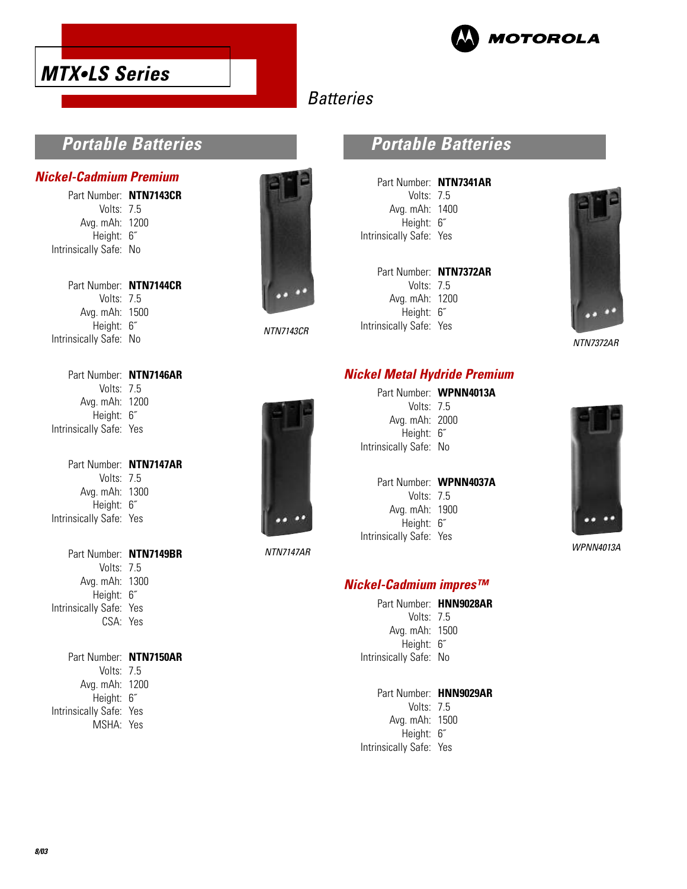# MTX•LS Series

## Batteries

## Portable Batteries

### Nickel-Cadmium Premium

Part Number: **NTN7143CR**
Volts: 7.5
Avg. mAh: 1200
Height: 6˝
Intrinsically Safe: No

Part Number: **NTN7144CR**
Volts: 7.5
Avg. mAh: 1500
Height: 6˝
Intrinsically Safe: No

Part Number: **NTN7146AR**
Volts: 7.5
Avg. mAh: 1200
Height: 6˝
Intrinsically Safe: Yes

Part Number: **NTN7147AR**
Volts: 7.5
Avg. mAh: 1300
Height: 6˝
Intrinsically Safe: Yes

Part Number: **NTN7149BR**
Volts: 7.5
Avg. mAh: 1300
Height: 6˝
Intrinsically Safe: Yes
CSA: Yes

Part Number: **NTN7150AR**
Volts: 7.5
Avg. mAh: 1200
Height: 6˝
Intrinsically Safe: Yes
MSHA: Yes

*NTN7143CR*

*NTN7147AR*

## Portable Batteries

Part Number: **NTN7341AR**
Volts: 7.5
Avg. mAh: 1400
Height: 6˝
Intrinsically Safe: Yes

Part Number: **NTN7372AR**
Volts: 7.5
Avg. mAh: 1200
Height: 6˝
Intrinsically Safe: Yes

*NTN7372AR*

### Nickel Metal Hydride Premium

Part Number: **WPNN4013A**
Volts: 7.5
Avg. mAh: 2000
Height: 6˝
Intrinsically Safe: No

Part Number: **WPNN4037A**
Volts: 7.5
Avg. mAh: 1900
Height: 6˝
Intrinsically Safe: Yes

*WPNN4013A*

### Nickel-Cadmium impres™

Part Number: **HNN9028AR**
Volts: 7.5
Avg. mAh: 1500
Height: 6˝
Intrinsically Safe: No

Part Number: **HNN9029AR**
Volts: 7.5
Avg. mAh: 1500
Height: 6˝
Intrinsically Safe: Yes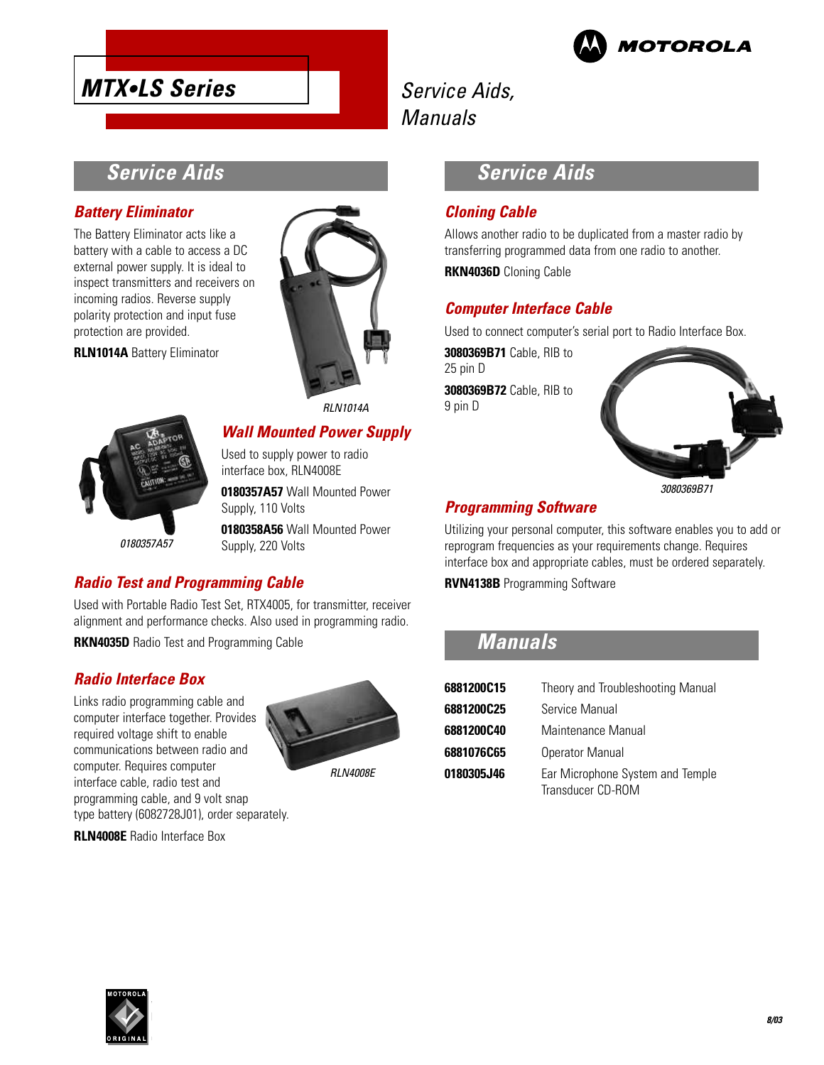# MTX•LS Series

Service Aids, Manuals

## Service Aids

### Battery Eliminator

The Battery Eliminator acts like a battery with a cable to access a DC external power supply. It is ideal to inspect transmitters and receivers on incoming radios. Reverse supply polarity protection and input fuse protection are provided.

**RLN1014A** Battery Eliminator

RLN1014A

### Wall Mounted Power Supply

Used to supply power to radio interface box, RLN4008E

**0180357A57** Wall Mounted Power Supply, 110 Volts

**0180358A56** Wall Mounted Power Supply, 220 Volts

0180357A57

### Radio Test and Programming Cable

Used with Portable Radio Test Set, RTX4005, for transmitter, receiver alignment and performance checks. Also used in programming radio.

**RKN4035D** Radio Test and Programming Cable

### Radio Interface Box

Links radio programming cable and computer interface together. Provides required voltage shift to enable communications between radio and computer. Requires computer interface cable, radio test and programming cable, and 9 volt snap type battery (6082728J01), order separately.

**RLN4008E** Radio Interface Box

RLN4008E

## Service Aids

### Cloning Cable

Allows another radio to be duplicated from a master radio by transferring programmed data from one radio to another.

**RKN4036D** Cloning Cable

### Computer Interface Cable

Used to connect computer's serial port to Radio Interface Box.

**3080369B71** Cable, RIB to 25 pin D

**3080369B72** Cable, RIB to 9 pin D

3080369B71

### Programming Software

Utilizing your personal computer, this software enables you to add or reprogram frequencies as your requirements change. Requires interface box and appropriate cables, must be ordered separately.

**RVN4138B** Programming Software

## Manuals

| | |
|---|---|
| **6881200C15** | Theory and Troubleshooting Manual |
| **6881200C25** | Service Manual |
| **6881200C40** | Maintenance Manual |
| **6881076C65** | Operator Manual |
| **0180305J46** | Ear Microphone System and Temple Transducer CD-ROM |

8/03